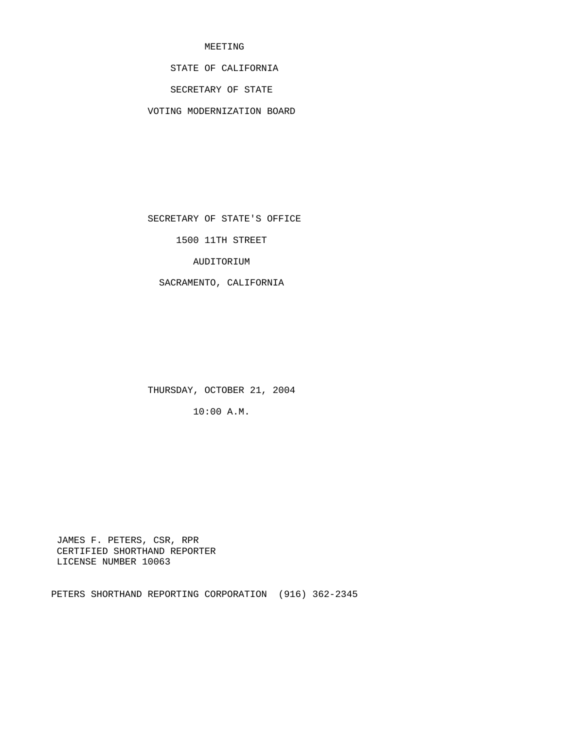MEETING

STATE OF CALIFORNIA

SECRETARY OF STATE

VOTING MODERNIZATION BOARD

SECRETARY OF STATE'S OFFICE

1500 11TH STREET

AUDITORIUM

SACRAMENTO, CALIFORNIA

THURSDAY, OCTOBER 21, 2004

10:00 A.M.

JAMES F. PETERS, CSR, RPR
CERTIFIED SHORTHAND REPORTER
LICENSE NUMBER 10063

PETERS SHORTHAND REPORTING CORPORATION (916) 362-2345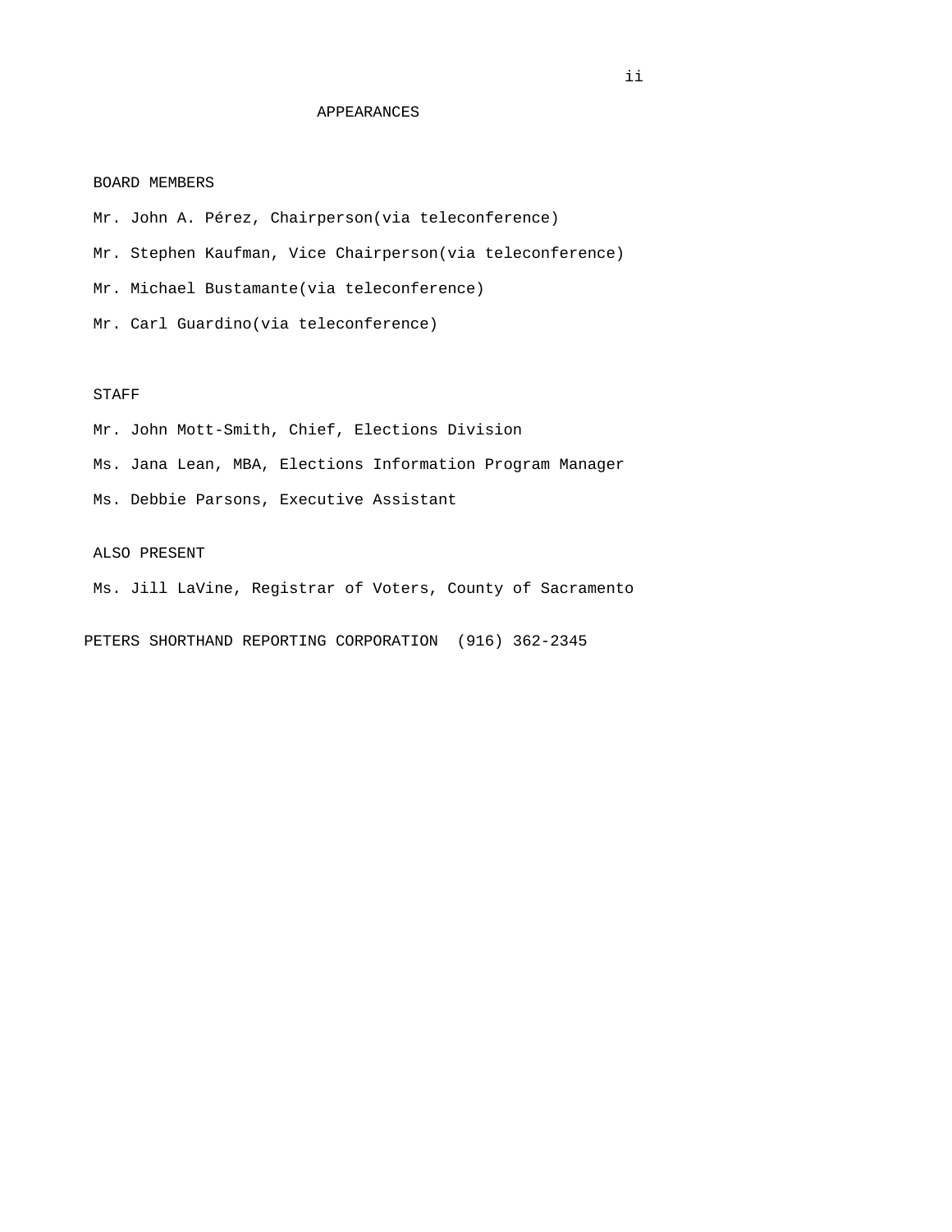# APPEARANCES

BOARD MEMBERS

Mr. John A. Pérez, Chairperson(via teleconference)

Mr. Stephen Kaufman, Vice Chairperson(via teleconference)

Mr. Michael Bustamante(via teleconference)

Mr. Carl Guardino(via teleconference)

STAFF

Mr. John Mott-Smith, Chief, Elections Division

Ms. Jana Lean, MBA, Elections Information Program Manager

Ms. Debbie Parsons, Executive Assistant

ALSO PRESENT

Ms. Jill LaVine, Registrar of Voters, County of Sacramento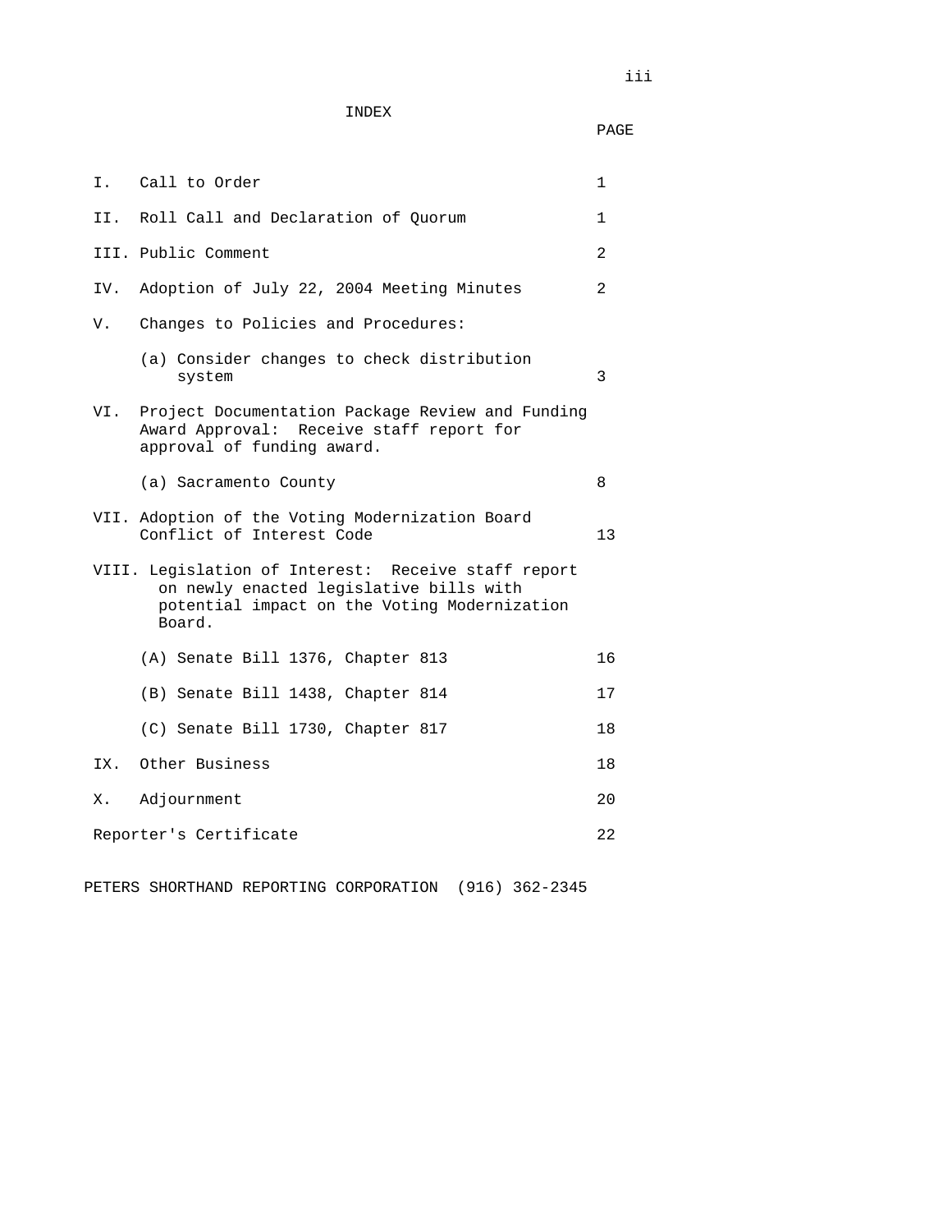# INDEX

| | | PAGE |
|---|---|---|
| I. | Call to Order | 1 |
| II. | Roll Call and Declaration of Quorum | 1 |
| III. | Public Comment | 2 |
| IV. | Adoption of July 22, 2004 Meeting Minutes | 2 |
| V. | Changes to Policies and Procedures: | |
| | (a) Consider changes to check distribution system | 3 |
| VI. | Project Documentation Package Review and Funding Award Approval: Receive staff report for approval of funding award. | |
| | (a) Sacramento County | 8 |
| VII. | Adoption of the Voting Modernization Board Conflict of Interest Code | 13 |
| VIII. | Legislation of Interest: Receive staff report on newly enacted legislative bills with potential impact on the Voting Modernization Board. | |
| | (A) Senate Bill 1376, Chapter 813 | 16 |
| | (B) Senate Bill 1438, Chapter 814 | 17 |
| | (C) Senate Bill 1730, Chapter 817 | 18 |
| IX. | Other Business | 18 |
| X. | Adjournment | 20 |
| | Reporter's Certificate | 22 |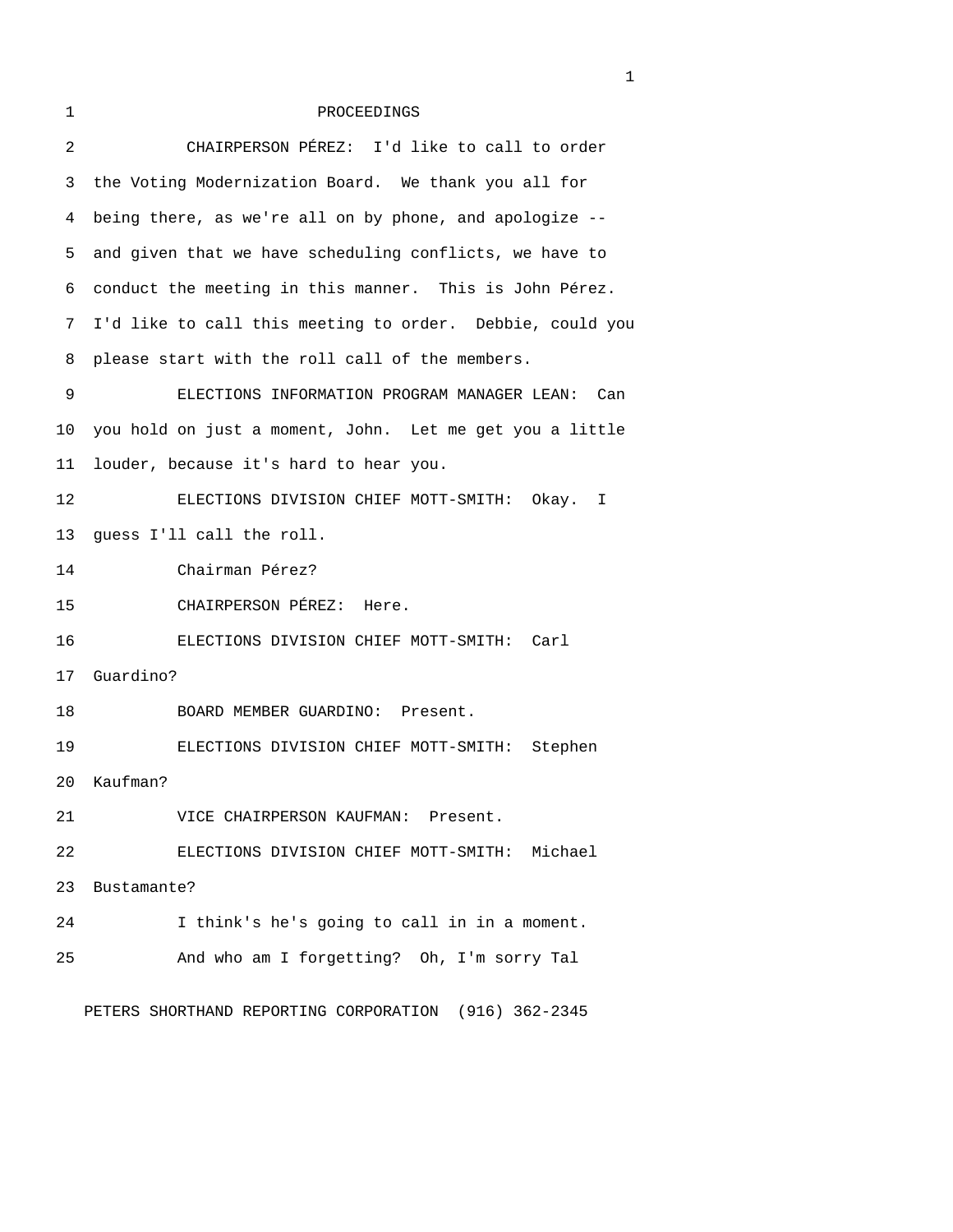PROCEEDINGS

CHAIRPERSON PÉREZ: I'd like to call to order the Voting Modernization Board. We thank you all for being there, as we're all on by phone, and apologize -- and given that we have scheduling conflicts, we have to conduct the meeting in this manner. This is John Pérez. I'd like to call this meeting to order. Debbie, could you please start with the roll call of the members.

ELECTIONS INFORMATION PROGRAM MANAGER LEAN: Can you hold on just a moment, John. Let me get you a little louder, because it's hard to hear you.

ELECTIONS DIVISION CHIEF MOTT-SMITH: Okay. I guess I'll call the roll.

Chairman Pérez?

CHAIRPERSON PÉREZ: Here.

ELECTIONS DIVISION CHIEF MOTT-SMITH: Carl Guardino?

BOARD MEMBER GUARDINO: Present.

ELECTIONS DIVISION CHIEF MOTT-SMITH: Stephen Kaufman?

VICE CHAIRPERSON KAUFMAN: Present.

ELECTIONS DIVISION CHIEF MOTT-SMITH: Michael Bustamante?

I think's he's going to call in in a moment.

And who am I forgetting? Oh, I'm sorry Tal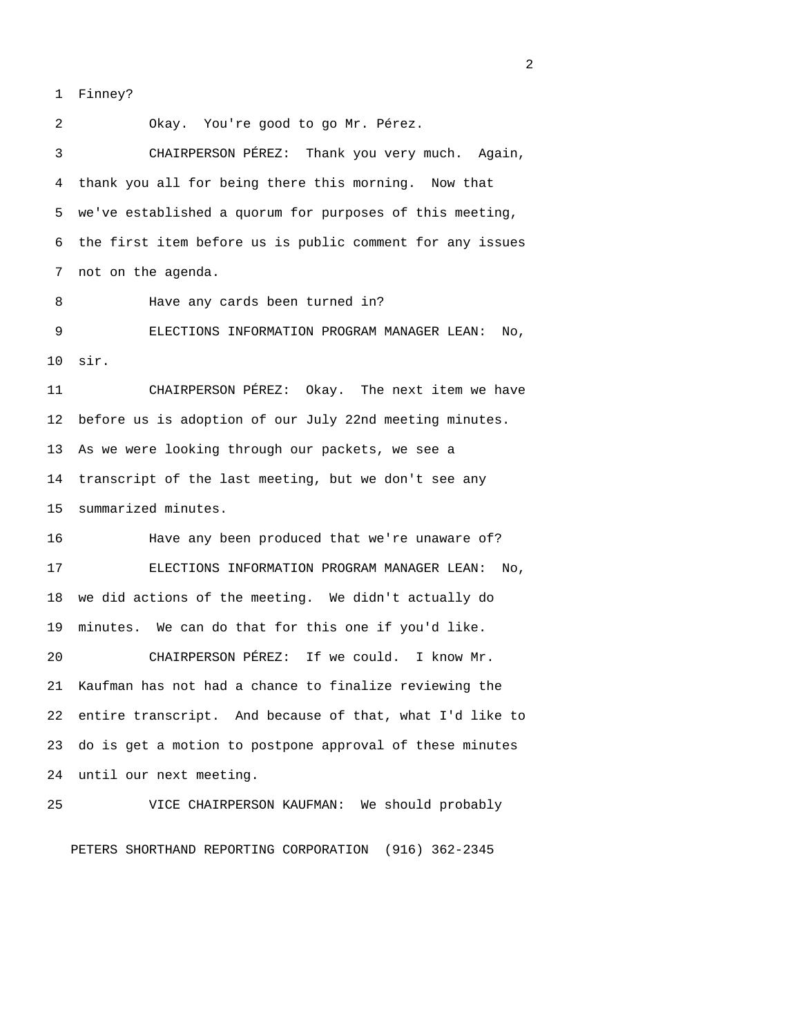Finney?

Okay. You're good to go Mr. Pérez.

CHAIRPERSON PÉREZ: Thank you very much. Again, thank you all for being there this morning. Now that we've established a quorum for purposes of this meeting, the first item before us is public comment for any issues not on the agenda.

Have any cards been turned in?

ELECTIONS INFORMATION PROGRAM MANAGER LEAN: No, sir.

CHAIRPERSON PÉREZ: Okay. The next item we have before us is adoption of our July 22nd meeting minutes. As we were looking through our packets, we see a transcript of the last meeting, but we don't see any summarized minutes.

Have any been produced that we're unaware of?

ELECTIONS INFORMATION PROGRAM MANAGER LEAN: No, we did actions of the meeting. We didn't actually do minutes. We can do that for this one if you'd like.

CHAIRPERSON PÉREZ: If we could. I know Mr. Kaufman has not had a chance to finalize reviewing the entire transcript. And because of that, what I'd like to do is get a motion to postpone approval of these minutes until our next meeting.

VICE CHAIRPERSON KAUFMAN: We should probably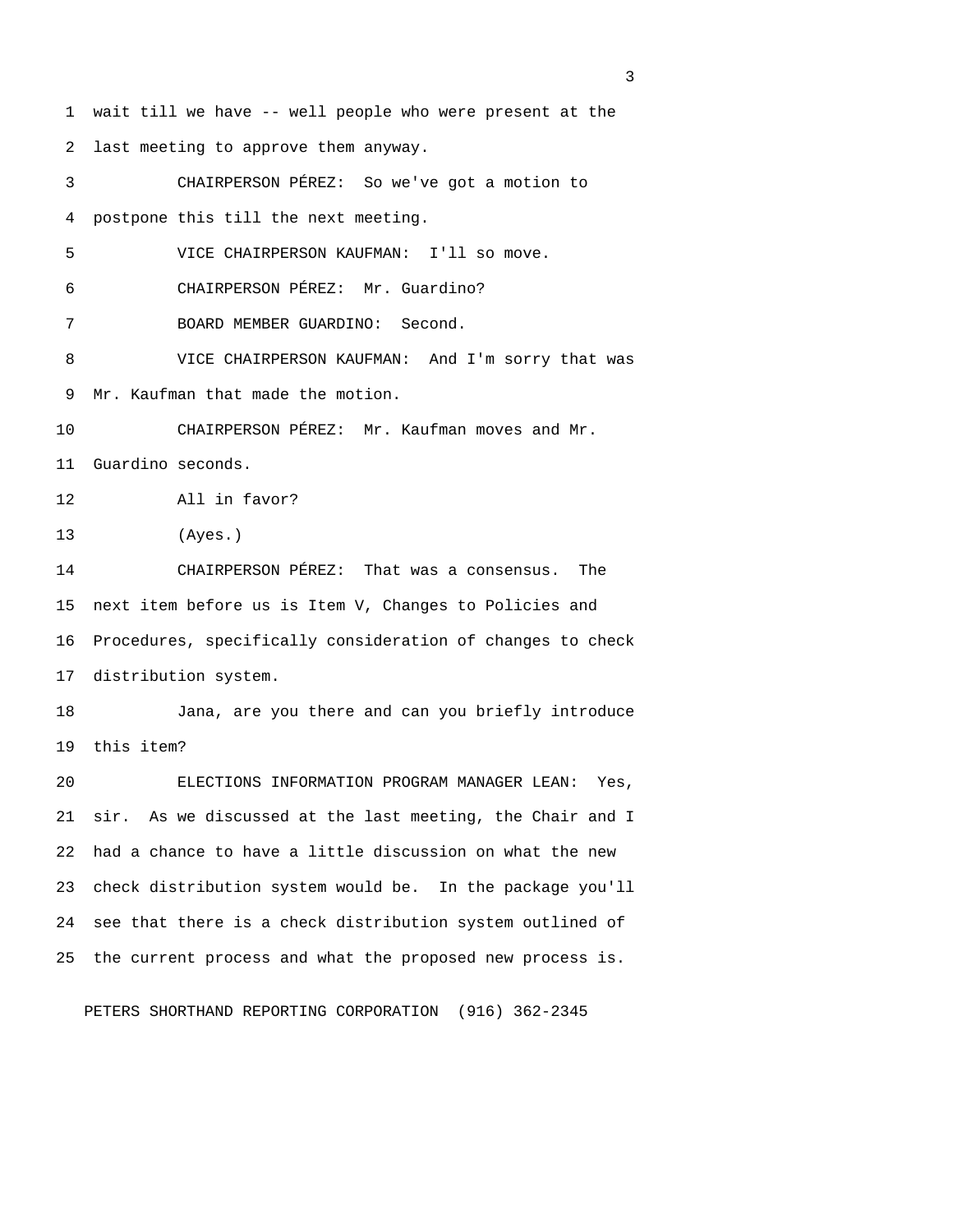wait till we have -- well people who were present at the last meeting to approve them anyway.

CHAIRPERSON PÉREZ: So we've got a motion to postpone this till the next meeting.

VICE CHAIRPERSON KAUFMAN: I'll so move.

CHAIRPERSON PÉREZ: Mr. Guardino?

BOARD MEMBER GUARDINO: Second.

VICE CHAIRPERSON KAUFMAN: And I'm sorry that was Mr. Kaufman that made the motion.

CHAIRPERSON PÉREZ: Mr. Kaufman moves and Mr. Guardino seconds.

All in favor?

(Ayes.)

CHAIRPERSON PÉREZ: That was a consensus. The next item before us is Item V, Changes to Policies and Procedures, specifically consideration of changes to check distribution system.

Jana, are you there and can you briefly introduce this item?

ELECTIONS INFORMATION PROGRAM MANAGER LEAN: Yes, sir. As we discussed at the last meeting, the Chair and I had a chance to have a little discussion on what the new check distribution system would be. In the package you'll see that there is a check distribution system outlined of the current process and what the proposed new process is.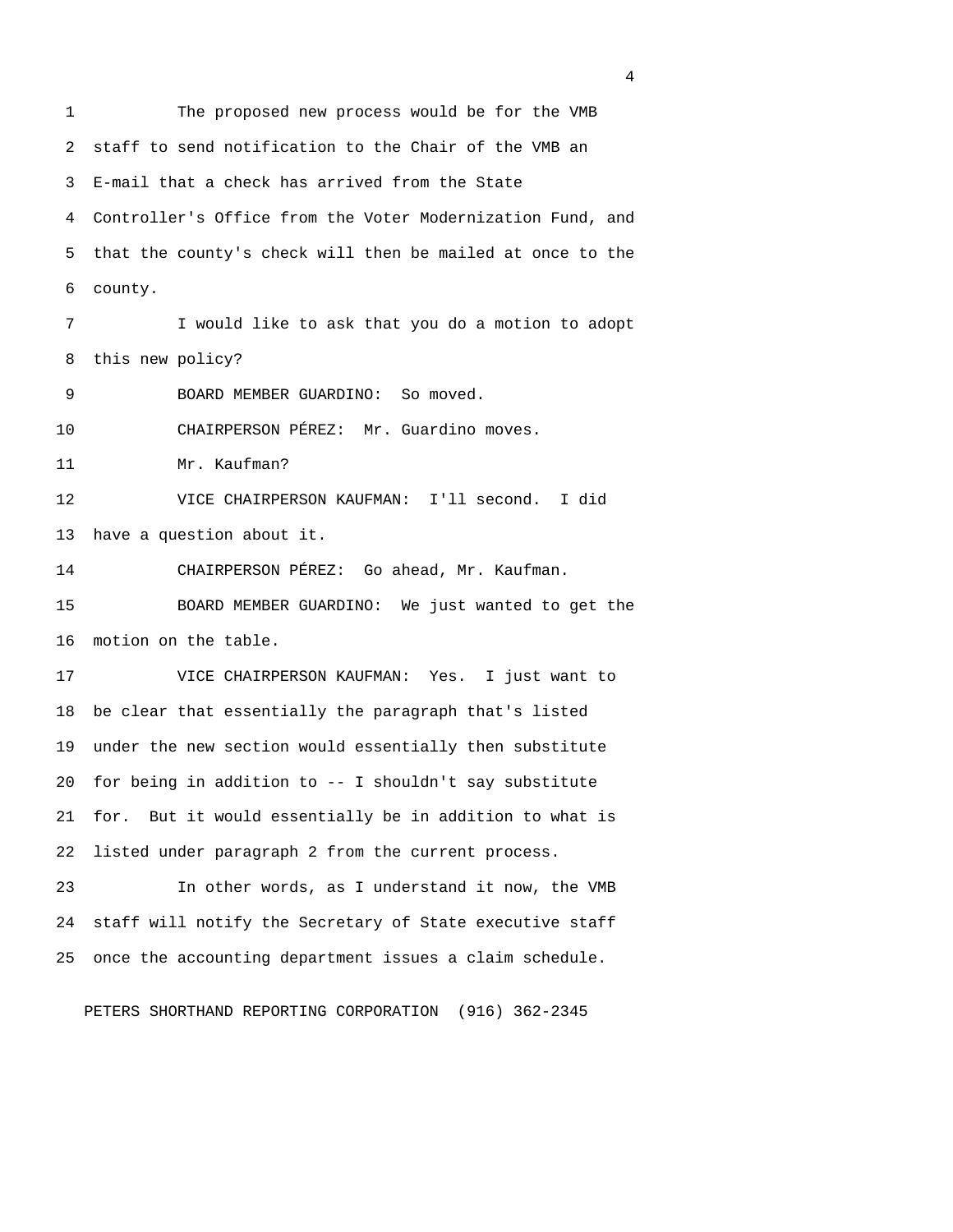The proposed new process would be for the VMB staff to send notification to the Chair of the VMB an E-mail that a check has arrived from the State Controller's Office from the Voter Modernization Fund, and that the county's check will then be mailed at once to the county.

I would like to ask that you do a motion to adopt this new policy?

BOARD MEMBER GUARDINO: So moved.

CHAIRPERSON PÉREZ: Mr. Guardino moves.

Mr. Kaufman?

VICE CHAIRPERSON KAUFMAN: I'll second. I did have a question about it.

CHAIRPERSON PÉREZ: Go ahead, Mr. Kaufman.

BOARD MEMBER GUARDINO: We just wanted to get the motion on the table.

VICE CHAIRPERSON KAUFMAN: Yes. I just want to be clear that essentially the paragraph that's listed under the new section would essentially then substitute for being in addition to -- I shouldn't say substitute for. But it would essentially be in addition to what is listed under paragraph 2 from the current process.

In other words, as I understand it now, the VMB staff will notify the Secretary of State executive staff once the accounting department issues a claim schedule.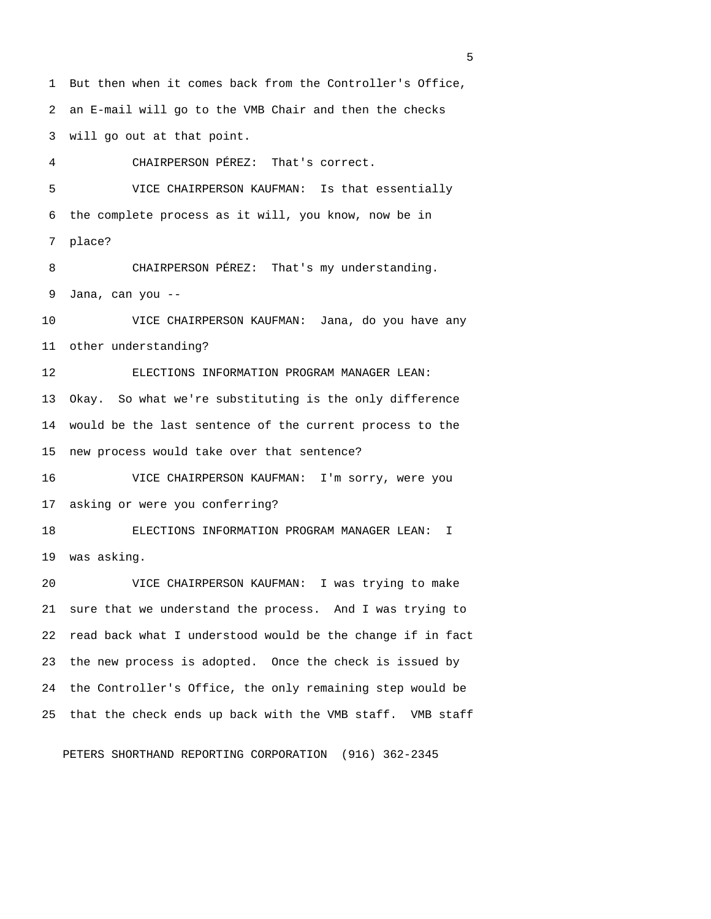But then when it comes back from the Controller's Office, an E-mail will go to the VMB Chair and then the checks will go out at that point.

CHAIRPERSON PÉREZ: That's correct.

VICE CHAIRPERSON KAUFMAN: Is that essentially the complete process as it will, you know, now be in place?

CHAIRPERSON PÉREZ: That's my understanding. Jana, can you --

VICE CHAIRPERSON KAUFMAN: Jana, do you have any other understanding?

ELECTIONS INFORMATION PROGRAM MANAGER LEAN: Okay. So what we're substituting is the only difference would be the last sentence of the current process to the new process would take over that sentence?

VICE CHAIRPERSON KAUFMAN: I'm sorry, were you asking or were you conferring?

ELECTIONS INFORMATION PROGRAM MANAGER LEAN: I was asking.

VICE CHAIRPERSON KAUFMAN: I was trying to make sure that we understand the process. And I was trying to read back what I understood would be the change if in fact the new process is adopted. Once the check is issued by the Controller's Office, the only remaining step would be that the check ends up back with the VMB staff. VMB staff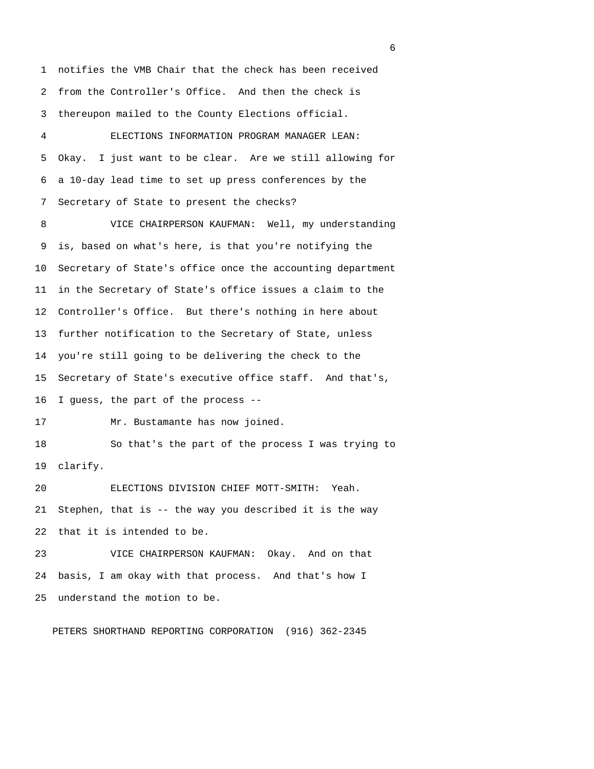notifies the VMB Chair that the check has been received from the Controller's Office. And then the check is thereupon mailed to the County Elections official.

ELECTIONS INFORMATION PROGRAM MANAGER LEAN: Okay. I just want to be clear. Are we still allowing for a 10-day lead time to set up press conferences by the Secretary of State to present the checks?

VICE CHAIRPERSON KAUFMAN: Well, my understanding is, based on what's here, is that you're notifying the Secretary of State's office once the accounting department in the Secretary of State's office issues a claim to the Controller's Office. But there's nothing in here about further notification to the Secretary of State, unless you're still going to be delivering the check to the Secretary of State's executive office staff. And that's, I guess, the part of the process --

Mr. Bustamante has now joined.

So that's the part of the process I was trying to clarify.

ELECTIONS DIVISION CHIEF MOTT-SMITH: Yeah. Stephen, that is -- the way you described it is the way that it is intended to be.

VICE CHAIRPERSON KAUFMAN: Okay. And on that basis, I am okay with that process. And that's how I understand the motion to be.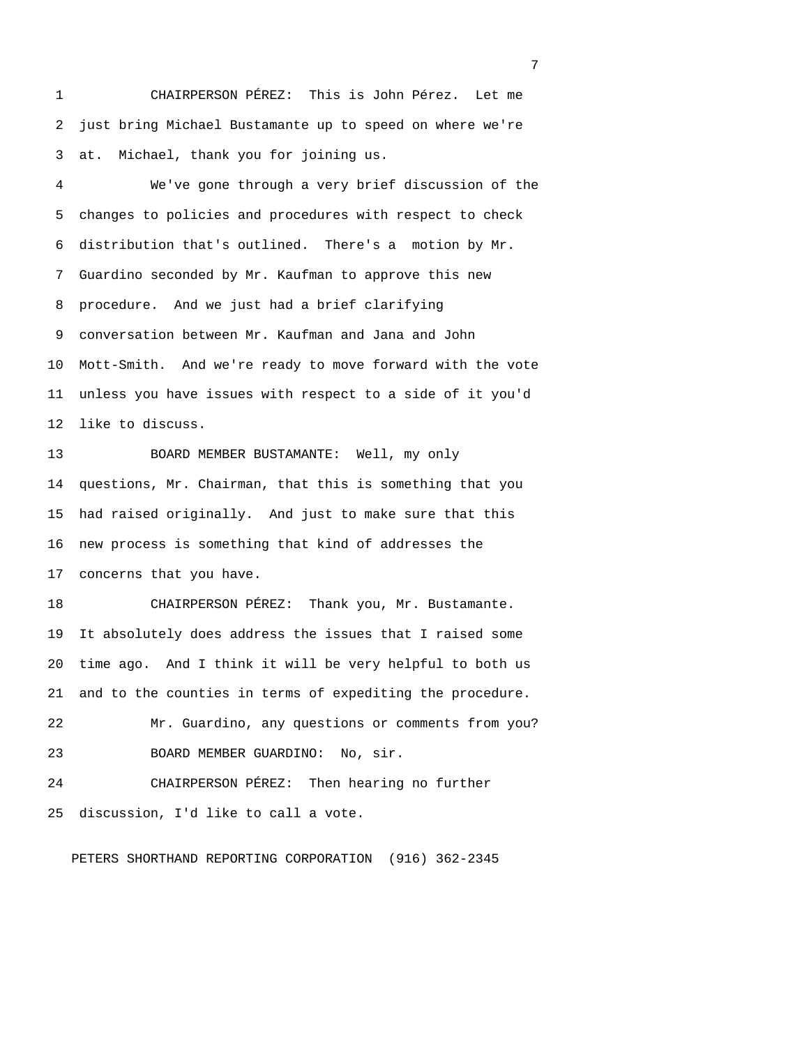CHAIRPERSON PÉREZ: This is John Pérez. Let me just bring Michael Bustamante up to speed on where we're at. Michael, thank you for joining us.

We've gone through a very brief discussion of the changes to policies and procedures with respect to check distribution that's outlined. There's a motion by Mr. Guardino seconded by Mr. Kaufman to approve this new procedure. And we just had a brief clarifying conversation between Mr. Kaufman and Jana and John Mott-Smith. And we're ready to move forward with the vote unless you have issues with respect to a side of it you'd like to discuss.

BOARD MEMBER BUSTAMANTE: Well, my only questions, Mr. Chairman, that this is something that you had raised originally. And just to make sure that this new process is something that kind of addresses the concerns that you have.

CHAIRPERSON PÉREZ: Thank you, Mr. Bustamante. It absolutely does address the issues that I raised some time ago. And I think it will be very helpful to both us and to the counties in terms of expediting the procedure.

Mr. Guardino, any questions or comments from you?

BOARD MEMBER GUARDINO: No, sir.

CHAIRPERSON PÉREZ: Then hearing no further discussion, I'd like to call a vote.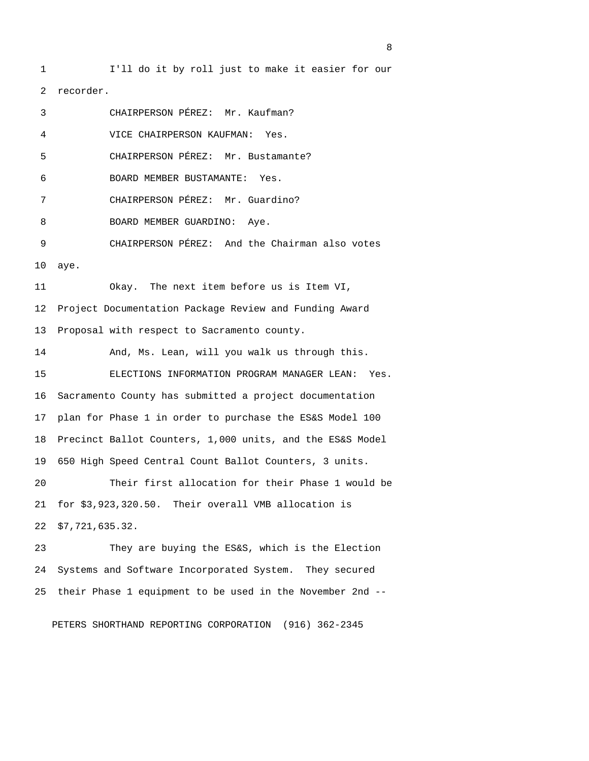I'll do it by roll just to make it easier for our recorder.

CHAIRPERSON PÉREZ: Mr. Kaufman?

VICE CHAIRPERSON KAUFMAN: Yes.

CHAIRPERSON PÉREZ: Mr. Bustamante?

BOARD MEMBER BUSTAMANTE: Yes.

CHAIRPERSON PÉREZ: Mr. Guardino?

BOARD MEMBER GUARDINO: Aye.

CHAIRPERSON PÉREZ: And the Chairman also votes aye.

Okay. The next item before us is Item VI, Project Documentation Package Review and Funding Award Proposal with respect to Sacramento county.

And, Ms. Lean, will you walk us through this.

ELECTIONS INFORMATION PROGRAM MANAGER LEAN: Yes. Sacramento County has submitted a project documentation plan for Phase 1 in order to purchase the ES&S Model 100 Precinct Ballot Counters, 1,000 units, and the ES&S Model 650 High Speed Central Count Ballot Counters, 3 units.

Their first allocation for their Phase 1 would be for $3,923,320.50. Their overall VMB allocation is $7,721,635.32.

They are buying the ES&S, which is the Election Systems and Software Incorporated System. They secured their Phase 1 equipment to be used in the November 2nd --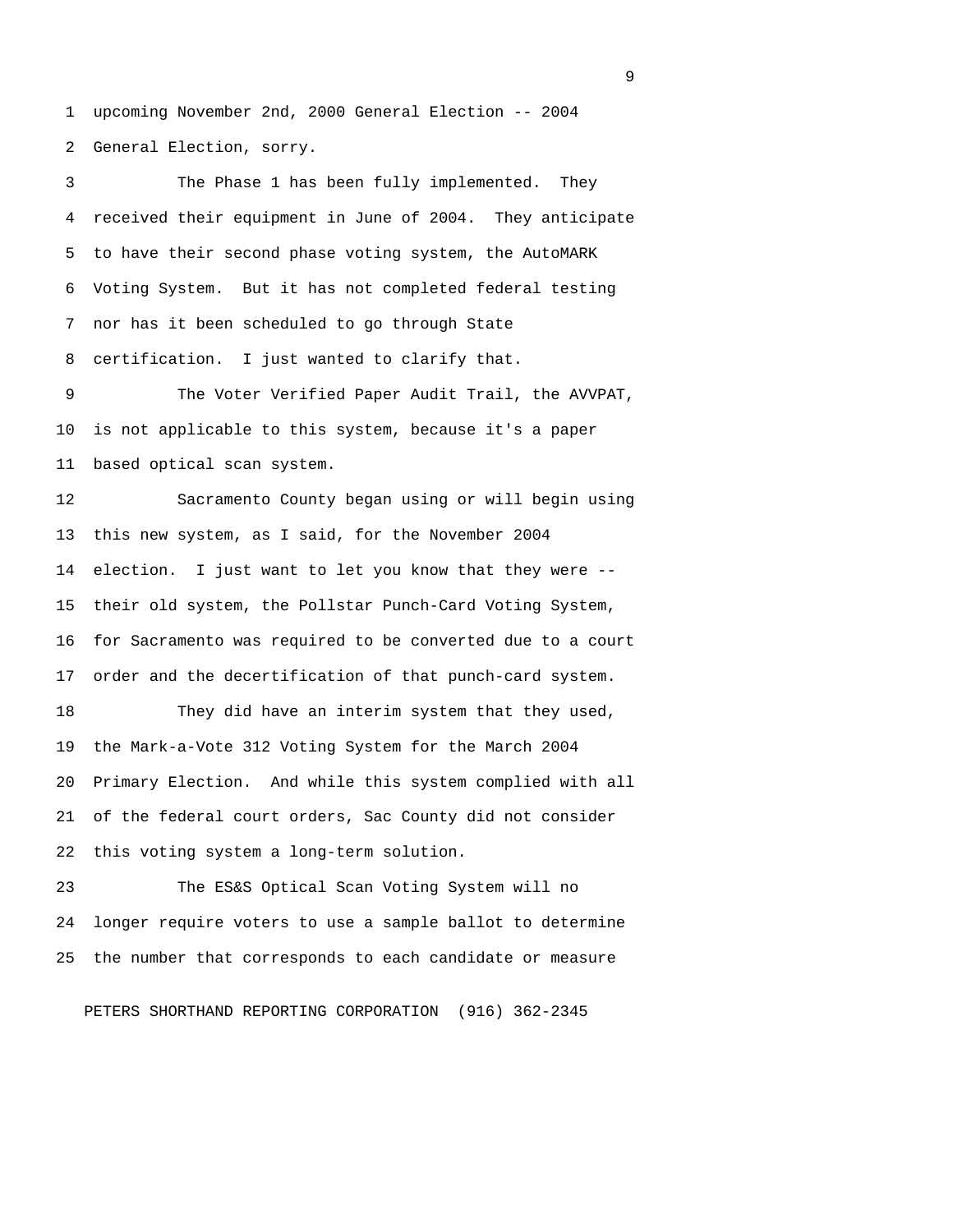upcoming November 2nd, 2000 General Election -- 2004 General Election, sorry.

The Phase 1 has been fully implemented. They received their equipment in June of 2004. They anticipate to have their second phase voting system, the AutoMARK Voting System. But it has not completed federal testing nor has it been scheduled to go through State certification. I just wanted to clarify that.

The Voter Verified Paper Audit Trail, the AVVPAT, is not applicable to this system, because it's a paper based optical scan system.

Sacramento County began using or will begin using this new system, as I said, for the November 2004 election. I just want to let you know that they were -- their old system, the Pollstar Punch-Card Voting System, for Sacramento was required to be converted due to a court order and the decertification of that punch-card system.

They did have an interim system that they used, the Mark-a-Vote 312 Voting System for the March 2004 Primary Election. And while this system complied with all of the federal court orders, Sac County did not consider this voting system a long-term solution.

The ES&S Optical Scan Voting System will no longer require voters to use a sample ballot to determine the number that corresponds to each candidate or measure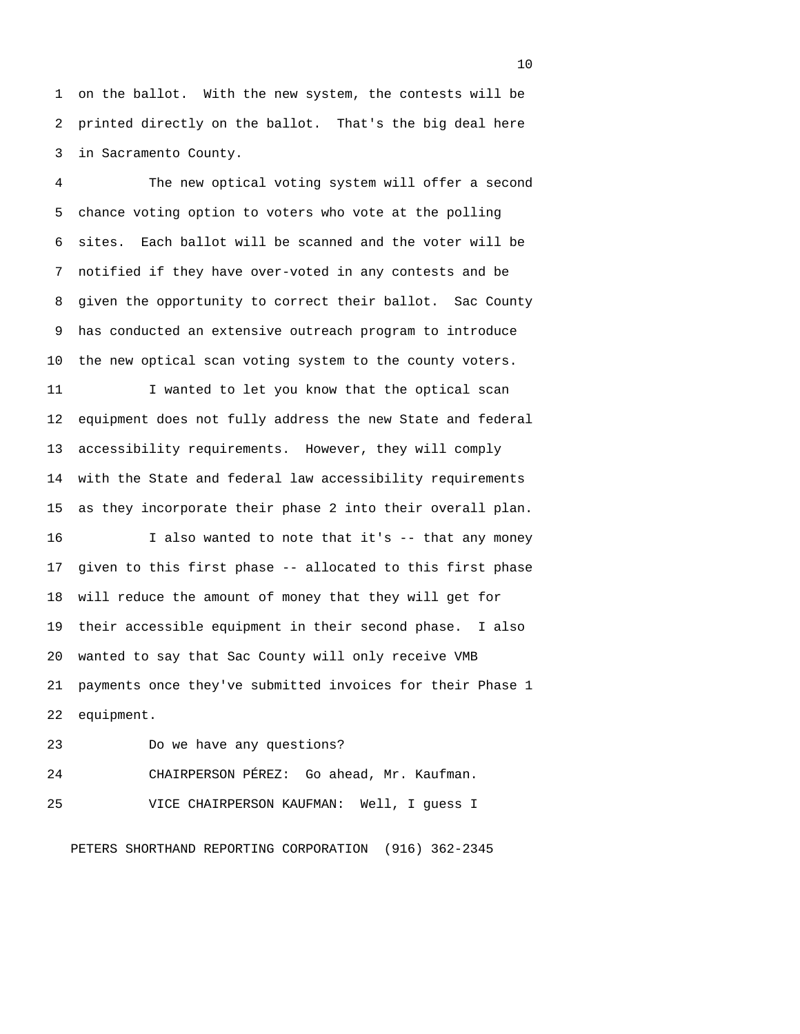on the ballot. With the new system, the contests will be printed directly on the ballot. That's the big deal here in Sacramento County.

The new optical voting system will offer a second chance voting option to voters who vote at the polling sites. Each ballot will be scanned and the voter will be notified if they have over-voted in any contests and be given the opportunity to correct their ballot. Sac County has conducted an extensive outreach program to introduce the new optical scan voting system to the county voters.

I wanted to let you know that the optical scan equipment does not fully address the new State and federal accessibility requirements. However, they will comply with the State and federal law accessibility requirements as they incorporate their phase 2 into their overall plan.

I also wanted to note that it's -- that any money given to this first phase -- allocated to this first phase will reduce the amount of money that they will get for their accessible equipment in their second phase. I also wanted to say that Sac County will only receive VMB payments once they've submitted invoices for their Phase 1 equipment.

Do we have any questions?

CHAIRPERSON PÉREZ: Go ahead, Mr. Kaufman.

VICE CHAIRPERSON KAUFMAN: Well, I guess I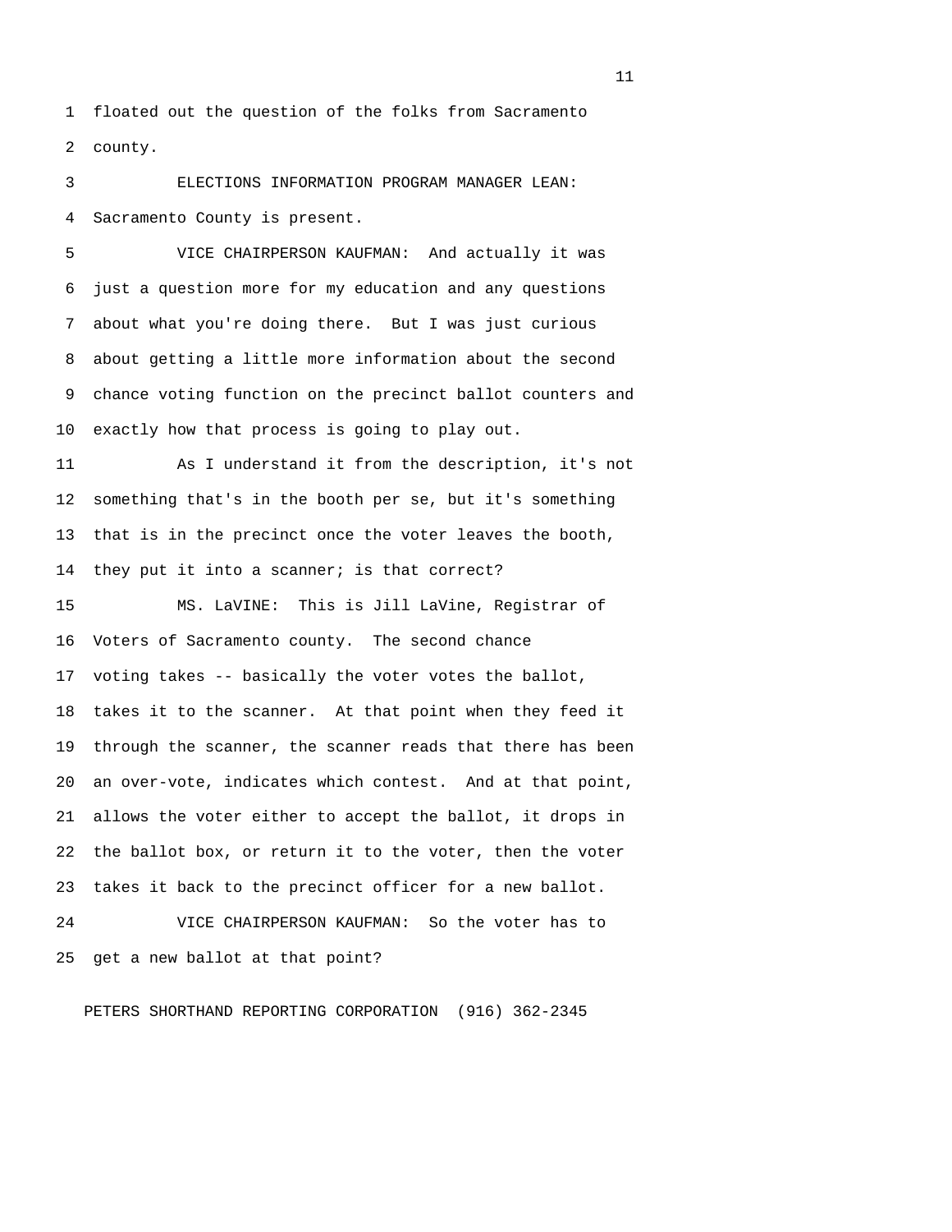floated out the question of the folks from Sacramento county.

ELECTIONS INFORMATION PROGRAM MANAGER LEAN: Sacramento County is present.

VICE CHAIRPERSON KAUFMAN: And actually it was just a question more for my education and any questions about what you're doing there. But I was just curious about getting a little more information about the second chance voting function on the precinct ballot counters and exactly how that process is going to play out.

As I understand it from the description, it's not something that's in the booth per se, but it's something that is in the precinct once the voter leaves the booth, they put it into a scanner; is that correct?

MS. LaVINE: This is Jill LaVine, Registrar of Voters of Sacramento county. The second chance voting takes -- basically the voter votes the ballot, takes it to the scanner. At that point when they feed it through the scanner, the scanner reads that there has been an over-vote, indicates which contest. And at that point, allows the voter either to accept the ballot, it drops in the ballot box, or return it to the voter, then the voter takes it back to the precinct officer for a new ballot.

VICE CHAIRPERSON KAUFMAN: So the voter has to get a new ballot at that point?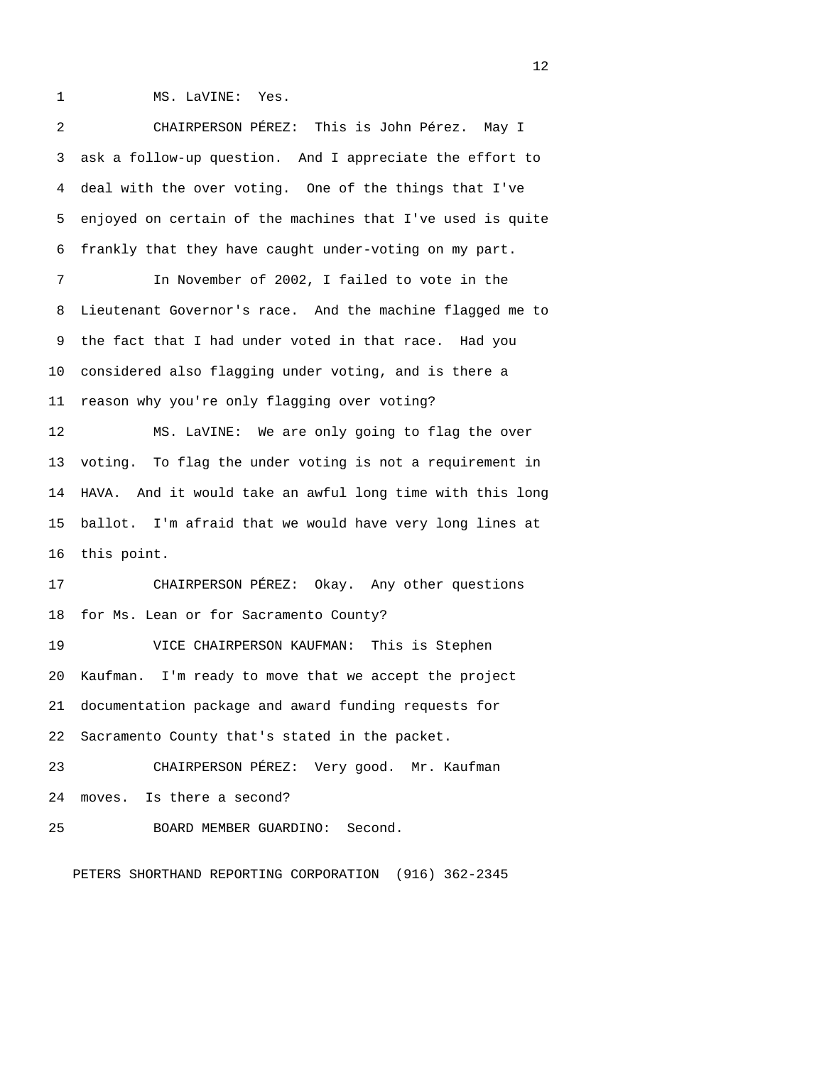MS. LaVINE: Yes.

CHAIRPERSON PÉREZ: This is John Pérez. May I ask a follow-up question. And I appreciate the effort to deal with the over voting. One of the things that I've enjoyed on certain of the machines that I've used is quite frankly that they have caught under-voting on my part.

In November of 2002, I failed to vote in the Lieutenant Governor's race. And the machine flagged me to the fact that I had under voted in that race. Had you considered also flagging under voting, and is there a reason why you're only flagging over voting?

MS. LaVINE: We are only going to flag the over voting. To flag the under voting is not a requirement in HAVA. And it would take an awful long time with this long ballot. I'm afraid that we would have very long lines at this point.

CHAIRPERSON PÉREZ: Okay. Any other questions for Ms. Lean or for Sacramento County?

VICE CHAIRPERSON KAUFMAN: This is Stephen Kaufman. I'm ready to move that we accept the project documentation package and award funding requests for Sacramento County that's stated in the packet.

CHAIRPERSON PÉREZ: Very good. Mr. Kaufman moves. Is there a second?

BOARD MEMBER GUARDINO: Second.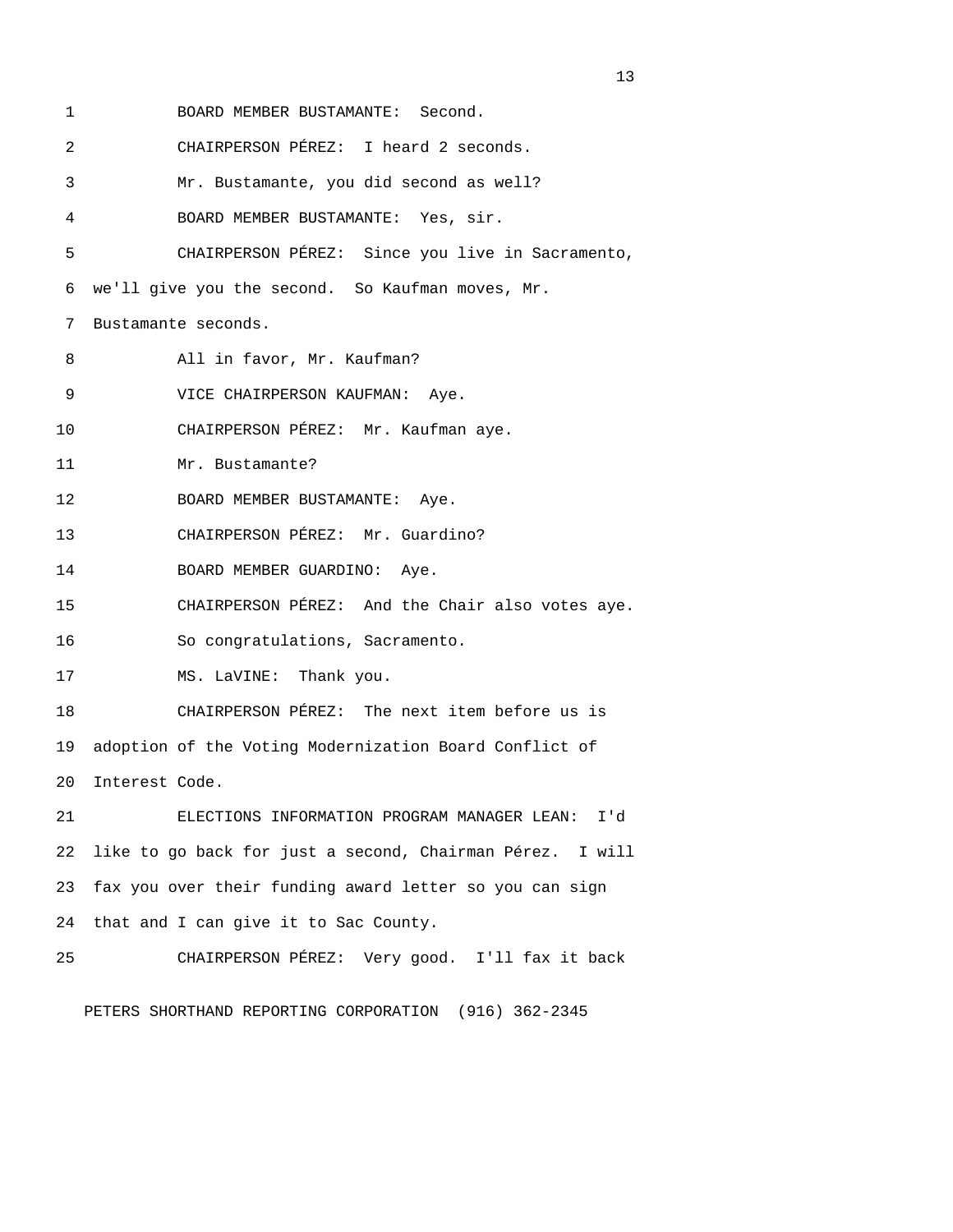BOARD MEMBER BUSTAMANTE: Second.

CHAIRPERSON PÉREZ: I heard 2 seconds.

Mr. Bustamante, you did second as well?

BOARD MEMBER BUSTAMANTE: Yes, sir.

CHAIRPERSON PÉREZ: Since you live in Sacramento, we'll give you the second. So Kaufman moves, Mr. Bustamante seconds.

All in favor, Mr. Kaufman?

VICE CHAIRPERSON KAUFMAN: Aye.

CHAIRPERSON PÉREZ: Mr. Kaufman aye.

Mr. Bustamante?

BOARD MEMBER BUSTAMANTE: Aye.

CHAIRPERSON PÉREZ: Mr. Guardino?

BOARD MEMBER GUARDINO: Aye.

CHAIRPERSON PÉREZ: And the Chair also votes aye.

So congratulations, Sacramento.

MS. LaVINE: Thank you.

CHAIRPERSON PÉREZ: The next item before us is adoption of the Voting Modernization Board Conflict of Interest Code.

ELECTIONS INFORMATION PROGRAM MANAGER LEAN: I'd like to go back for just a second, Chairman Pérez. I will fax you over their funding award letter so you can sign that and I can give it to Sac County.

CHAIRPERSON PÉREZ: Very good. I'll fax it back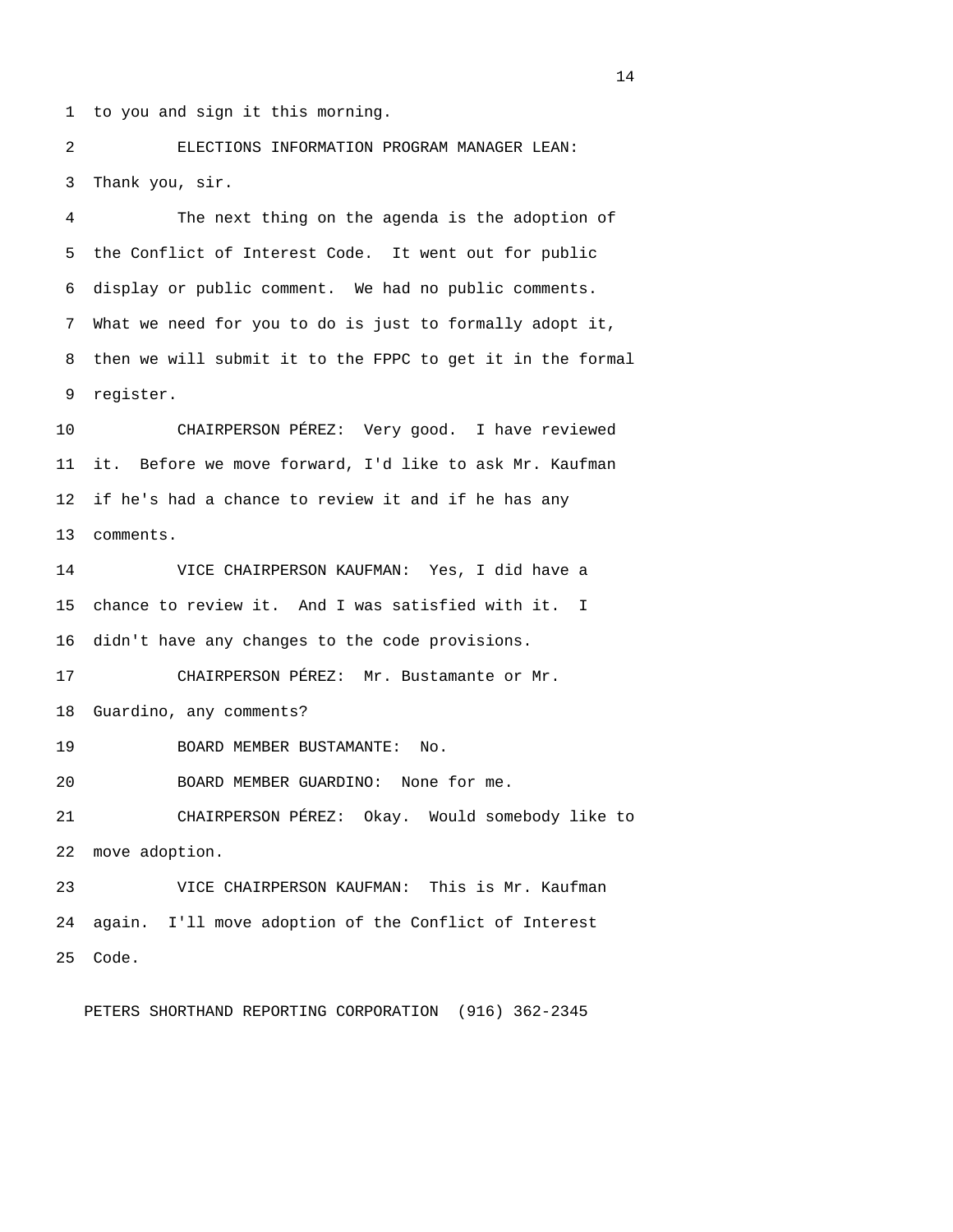to you and sign it this morning.

ELECTIONS INFORMATION PROGRAM MANAGER LEAN: Thank you, sir.

The next thing on the agenda is the adoption of the Conflict of Interest Code. It went out for public display or public comment. We had no public comments. What we need for you to do is just to formally adopt it, then we will submit it to the FPPC to get it in the formal register.

CHAIRPERSON PÉREZ: Very good. I have reviewed it. Before we move forward, I'd like to ask Mr. Kaufman if he's had a chance to review it and if he has any comments.

VICE CHAIRPERSON KAUFMAN: Yes, I did have a chance to review it. And I was satisfied with it. I didn't have any changes to the code provisions.

CHAIRPERSON PÉREZ: Mr. Bustamante or Mr. Guardino, any comments?

BOARD MEMBER BUSTAMANTE: No.

BOARD MEMBER GUARDINO: None for me.

CHAIRPERSON PÉREZ: Okay. Would somebody like to move adoption.

VICE CHAIRPERSON KAUFMAN: This is Mr. Kaufman again. I'll move adoption of the Conflict of Interest Code.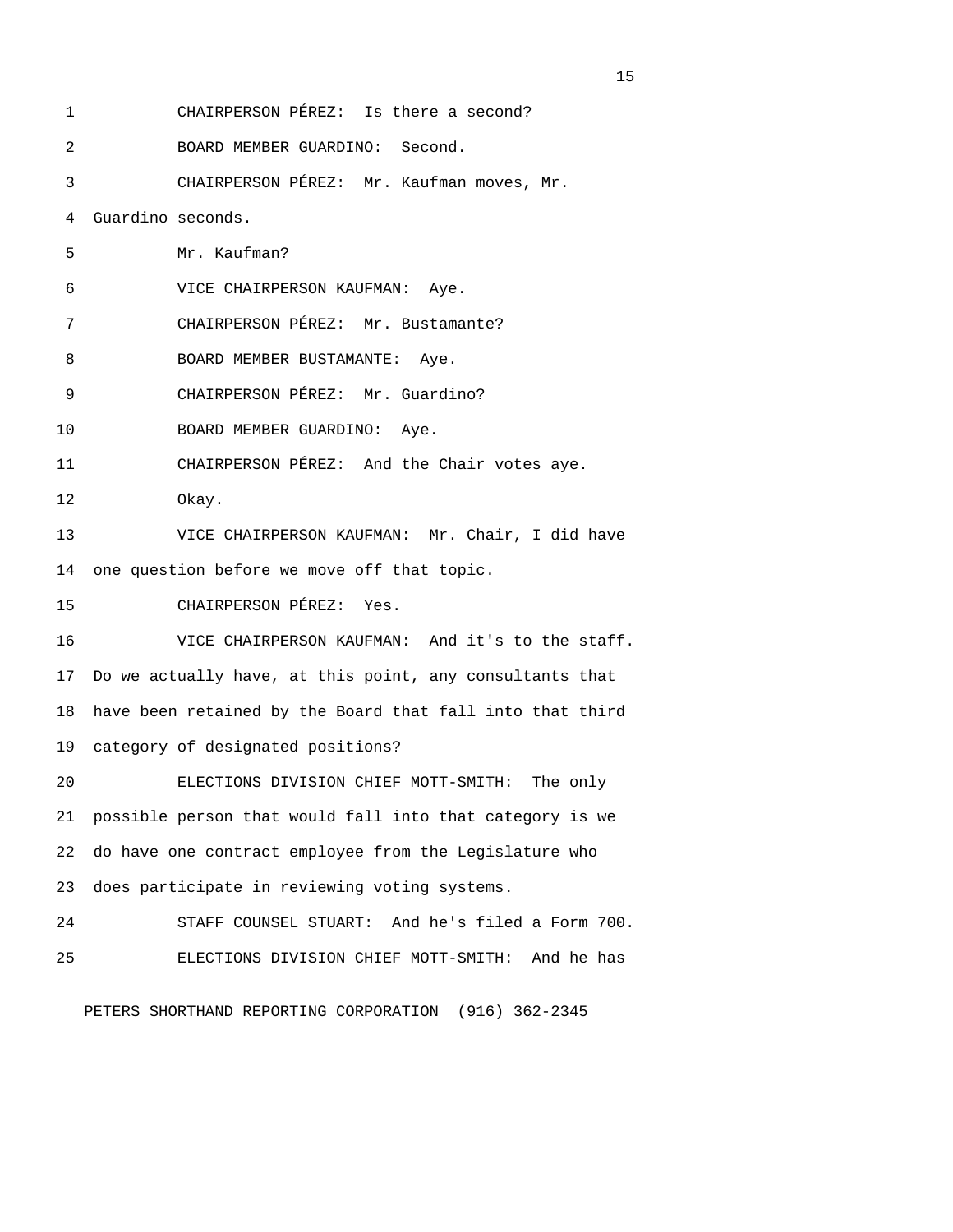CHAIRPERSON PÉREZ: Is there a second?

BOARD MEMBER GUARDINO: Second.

CHAIRPERSON PÉREZ: Mr. Kaufman moves, Mr. Guardino seconds.

Mr. Kaufman?

VICE CHAIRPERSON KAUFMAN: Aye.

CHAIRPERSON PÉREZ: Mr. Bustamante?

BOARD MEMBER BUSTAMANTE: Aye.

CHAIRPERSON PÉREZ: Mr. Guardino?

BOARD MEMBER GUARDINO: Aye.

CHAIRPERSON PÉREZ: And the Chair votes aye.

Okay.

VICE CHAIRPERSON KAUFMAN: Mr. Chair, I did have one question before we move off that topic.

CHAIRPERSON PÉREZ: Yes.

VICE CHAIRPERSON KAUFMAN: And it's to the staff. Do we actually have, at this point, any consultants that have been retained by the Board that fall into that third category of designated positions?

ELECTIONS DIVISION CHIEF MOTT-SMITH: The only possible person that would fall into that category is we do have one contract employee from the Legislature who does participate in reviewing voting systems.

STAFF COUNSEL STUART: And he's filed a Form 700.

ELECTIONS DIVISION CHIEF MOTT-SMITH: And he has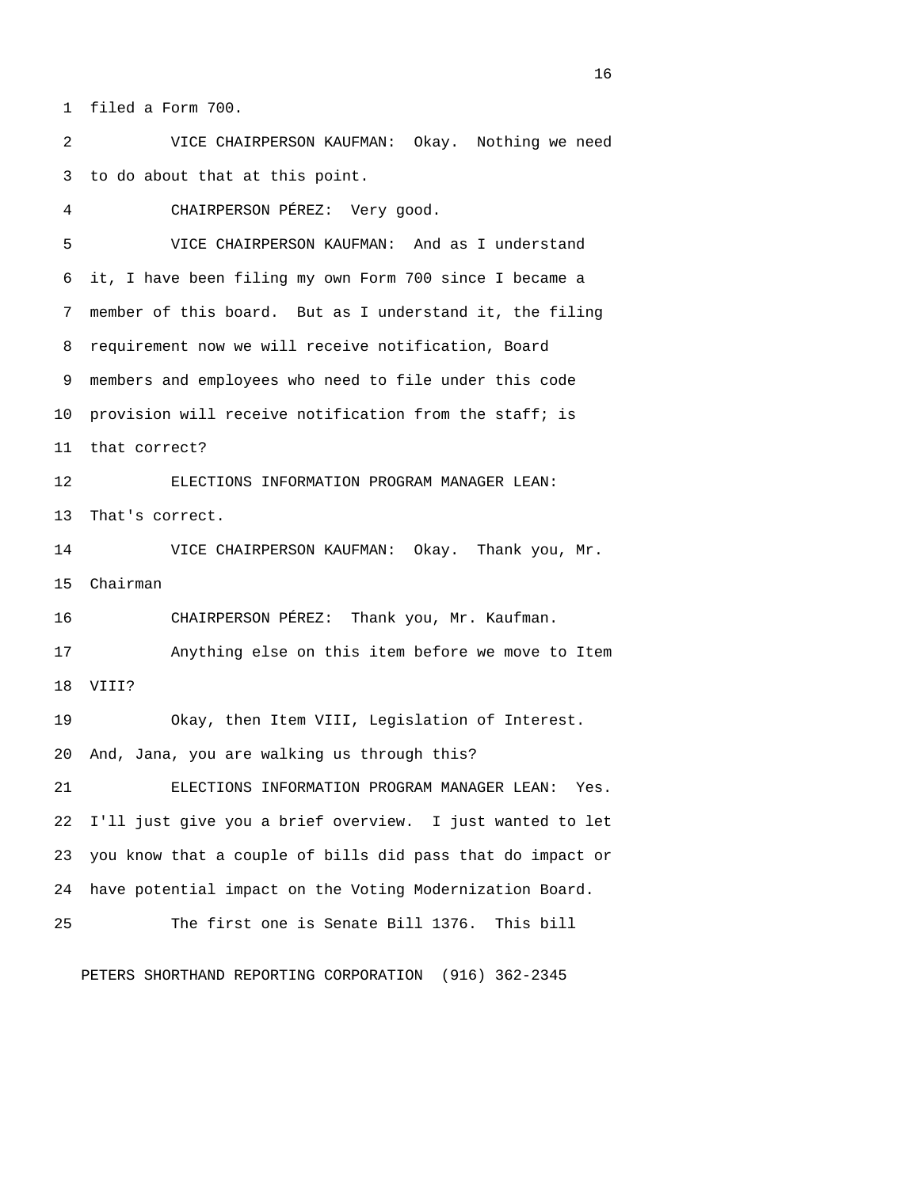filed a Form 700.

VICE CHAIRPERSON KAUFMAN: Okay. Nothing we need to do about that at this point.

CHAIRPERSON PÉREZ: Very good.

VICE CHAIRPERSON KAUFMAN: And as I understand it, I have been filing my own Form 700 since I became a member of this board. But as I understand it, the filing requirement now we will receive notification, Board members and employees who need to file under this code provision will receive notification from the staff; is that correct?

ELECTIONS INFORMATION PROGRAM MANAGER LEAN: That's correct.

VICE CHAIRPERSON KAUFMAN: Okay. Thank you, Mr. Chairman

CHAIRPERSON PÉREZ: Thank you, Mr. Kaufman.

Anything else on this item before we move to Item VIII?

Okay, then Item VIII, Legislation of Interest. And, Jana, you are walking us through this?

ELECTIONS INFORMATION PROGRAM MANAGER LEAN: Yes. I'll just give you a brief overview. I just wanted to let you know that a couple of bills did pass that do impact or have potential impact on the Voting Modernization Board.

The first one is Senate Bill 1376. This bill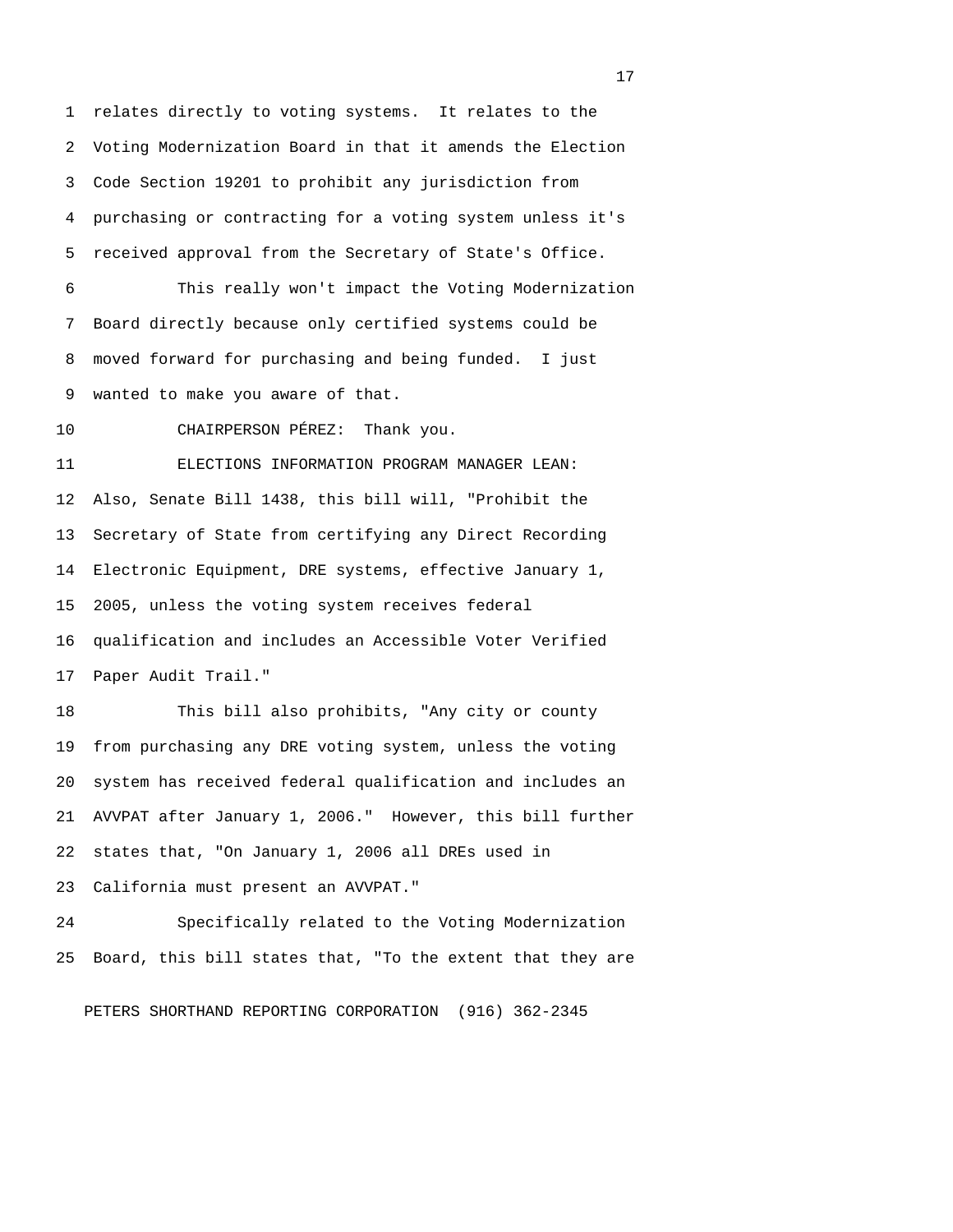relates directly to voting systems. It relates to the Voting Modernization Board in that it amends the Election Code Section 19201 to prohibit any jurisdiction from purchasing or contracting for a voting system unless it's received approval from the Secretary of State's Office.

This really won't impact the Voting Modernization Board directly because only certified systems could be moved forward for purchasing and being funded. I just wanted to make you aware of that.

CHAIRPERSON PÉREZ: Thank you.

ELECTIONS INFORMATION PROGRAM MANAGER LEAN: Also, Senate Bill 1438, this bill will, "Prohibit the Secretary of State from certifying any Direct Recording Electronic Equipment, DRE systems, effective January 1, 2005, unless the voting system receives federal qualification and includes an Accessible Voter Verified Paper Audit Trail."

This bill also prohibits, "Any city or county from purchasing any DRE voting system, unless the voting system has received federal qualification and includes an AVVPAT after January 1, 2006." However, this bill further states that, "On January 1, 2006 all DREs used in California must present an AVVPAT."

Specifically related to the Voting Modernization Board, this bill states that, "To the extent that they are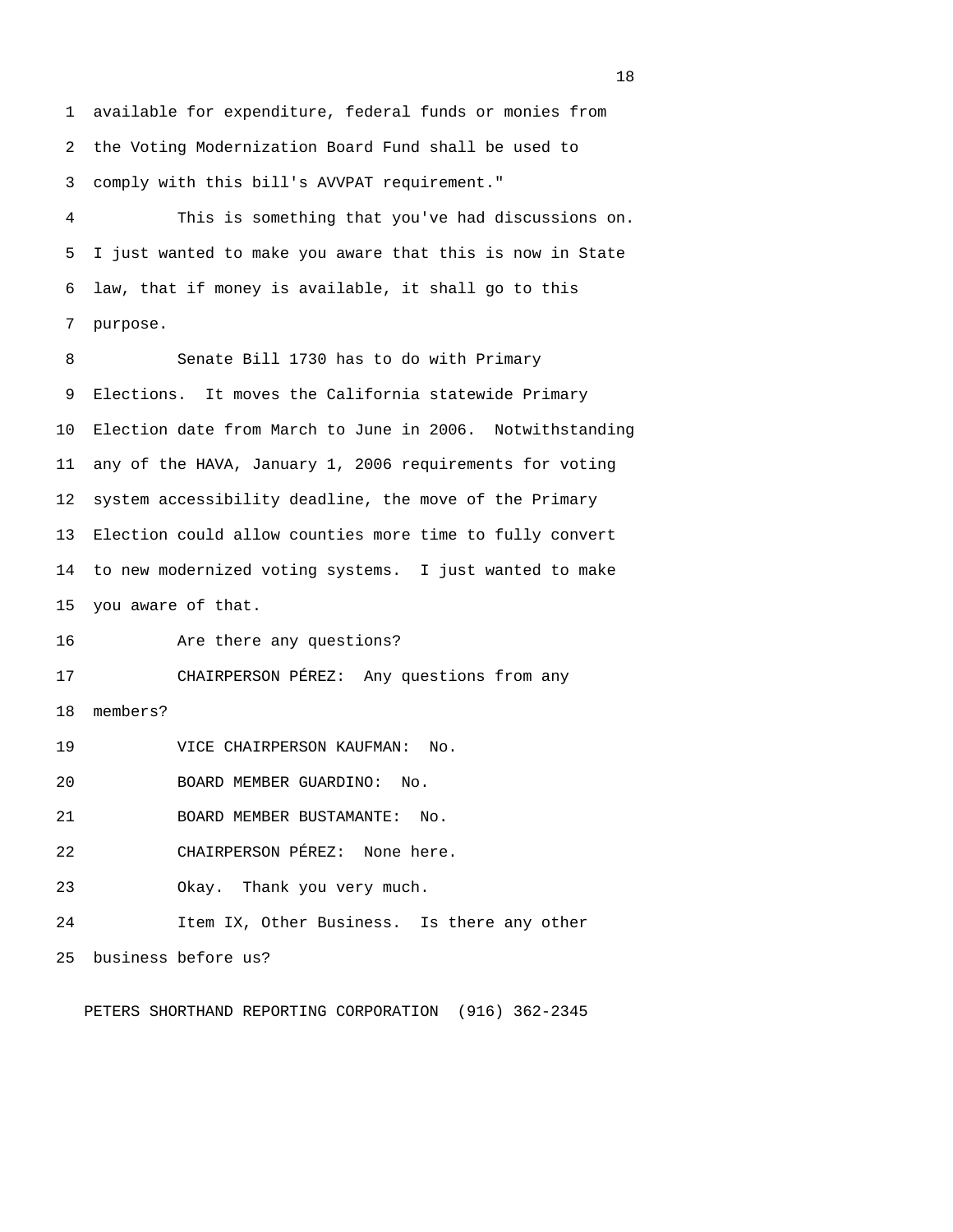available for expenditure, federal funds or monies from the Voting Modernization Board Fund shall be used to comply with this bill's AVVPAT requirement."

This is something that you've had discussions on. I just wanted to make you aware that this is now in State law, that if money is available, it shall go to this purpose.

Senate Bill 1730 has to do with Primary Elections. It moves the California statewide Primary Election date from March to June in 2006. Notwithstanding any of the HAVA, January 1, 2006 requirements for voting system accessibility deadline, the move of the Primary Election could allow counties more time to fully convert to new modernized voting systems. I just wanted to make you aware of that.

Are there any questions?

CHAIRPERSON PÉREZ: Any questions from any members?

VICE CHAIRPERSON KAUFMAN: No.

BOARD MEMBER GUARDINO: No.

BOARD MEMBER BUSTAMANTE: No.

CHAIRPERSON PÉREZ: None here.

Okay. Thank you very much.

Item IX, Other Business. Is there any other business before us?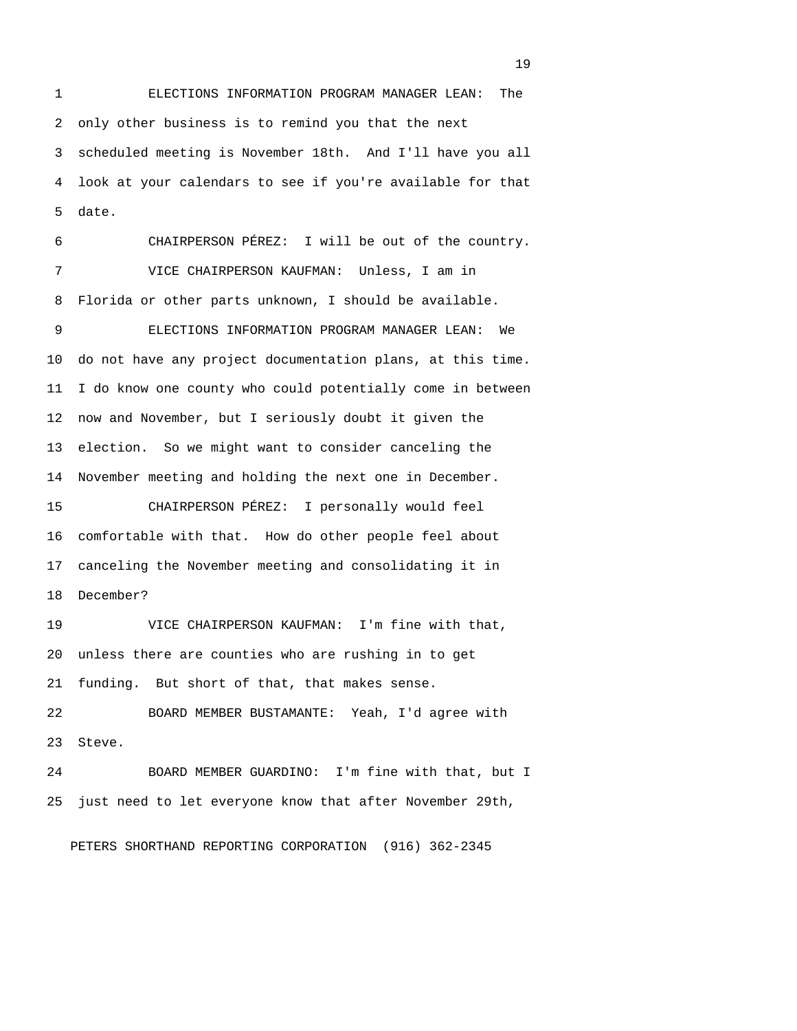ELECTIONS INFORMATION PROGRAM MANAGER LEAN: The only other business is to remind you that the next scheduled meeting is November 18th. And I'll have you all look at your calendars to see if you're available for that date.

CHAIRPERSON PÉREZ: I will be out of the country.

VICE CHAIRPERSON KAUFMAN: Unless, I am in Florida or other parts unknown, I should be available.

ELECTIONS INFORMATION PROGRAM MANAGER LEAN: We do not have any project documentation plans, at this time. I do know one county who could potentially come in between now and November, but I seriously doubt it given the election. So we might want to consider canceling the November meeting and holding the next one in December.

CHAIRPERSON PÉREZ: I personally would feel comfortable with that. How do other people feel about canceling the November meeting and consolidating it in December?

VICE CHAIRPERSON KAUFMAN: I'm fine with that, unless there are counties who are rushing in to get funding. But short of that, that makes sense.

BOARD MEMBER BUSTAMANTE: Yeah, I'd agree with Steve.

BOARD MEMBER GUARDINO: I'm fine with that, but I just need to let everyone know that after November 29th,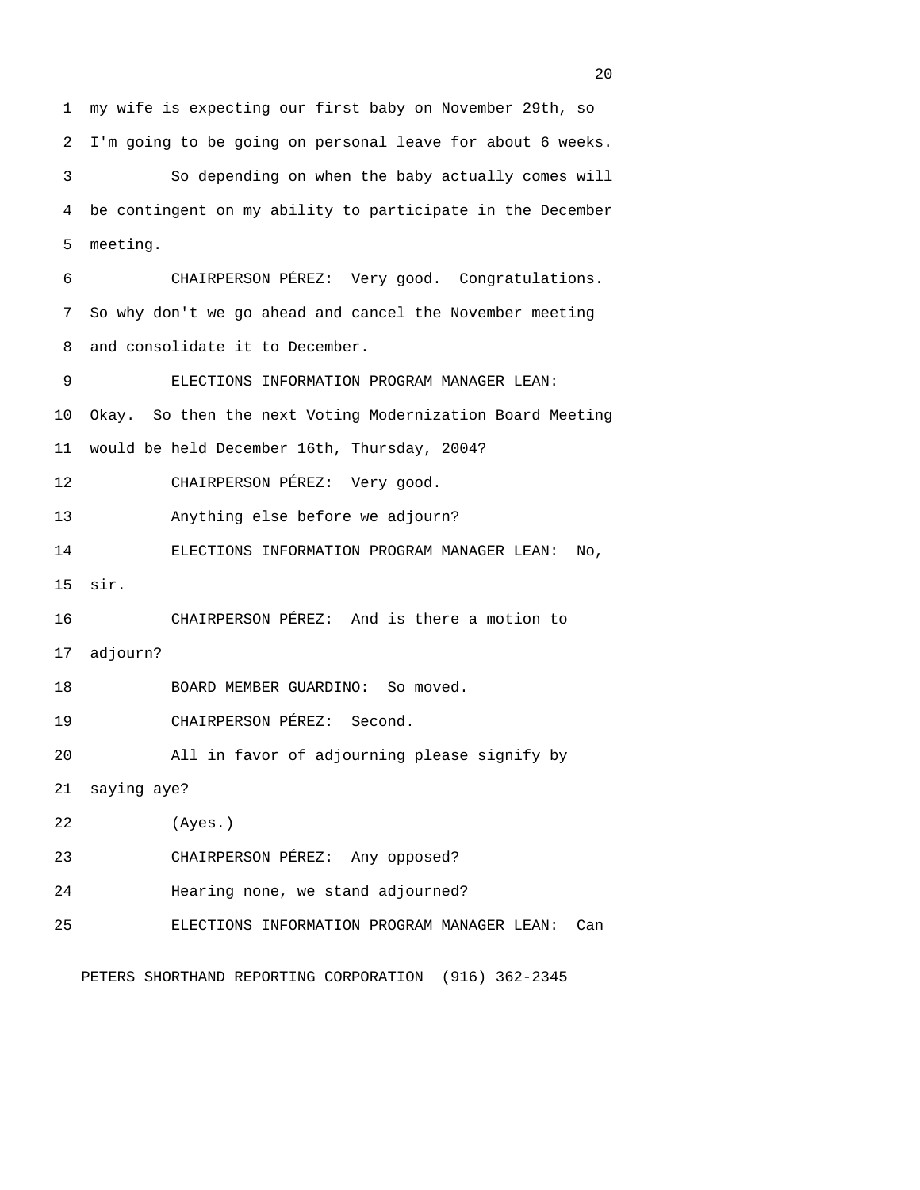my wife is expecting our first baby on November 29th, so I'm going to be going on personal leave for about 6 weeks.

So depending on when the baby actually comes will be contingent on my ability to participate in the December meeting.

CHAIRPERSON PÉREZ: Very good. Congratulations. So why don't we go ahead and cancel the November meeting and consolidate it to December.

ELECTIONS INFORMATION PROGRAM MANAGER LEAN: Okay. So then the next Voting Modernization Board Meeting would be held December 16th, Thursday, 2004?

CHAIRPERSON PÉREZ: Very good.

Anything else before we adjourn?

ELECTIONS INFORMATION PROGRAM MANAGER LEAN: No, sir.

CHAIRPERSON PÉREZ: And is there a motion to adjourn?

BOARD MEMBER GUARDINO: So moved.

CHAIRPERSON PÉREZ: Second.

All in favor of adjourning please signify by saying aye?

(Ayes.)

CHAIRPERSON PÉREZ: Any opposed?

Hearing none, we stand adjourned?

ELECTIONS INFORMATION PROGRAM MANAGER LEAN: Can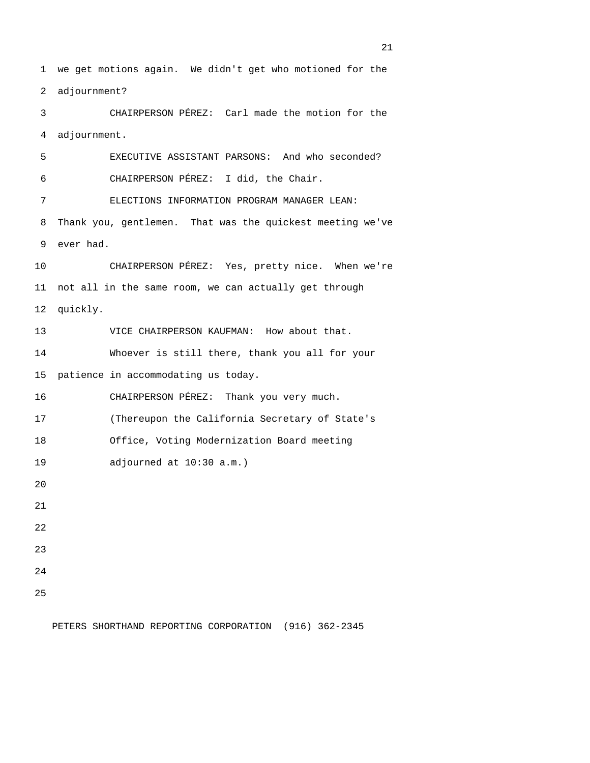we get motions again. We didn't get who motioned for the adjournment?

CHAIRPERSON PÉREZ: Carl made the motion for the adjournment.

EXECUTIVE ASSISTANT PARSONS: And who seconded?

CHAIRPERSON PÉREZ: I did, the Chair.

ELECTIONS INFORMATION PROGRAM MANAGER LEAN: Thank you, gentlemen. That was the quickest meeting we've ever had.

CHAIRPERSON PÉREZ: Yes, pretty nice. When we're not all in the same room, we can actually get through quickly.

VICE CHAIRPERSON KAUFMAN: How about that.

Whoever is still there, thank you all for your patience in accommodating us today.

CHAIRPERSON PÉREZ: Thank you very much.

(Thereupon the California Secretary of State's Office, Voting Modernization Board meeting adjourned at 10:30 a.m.)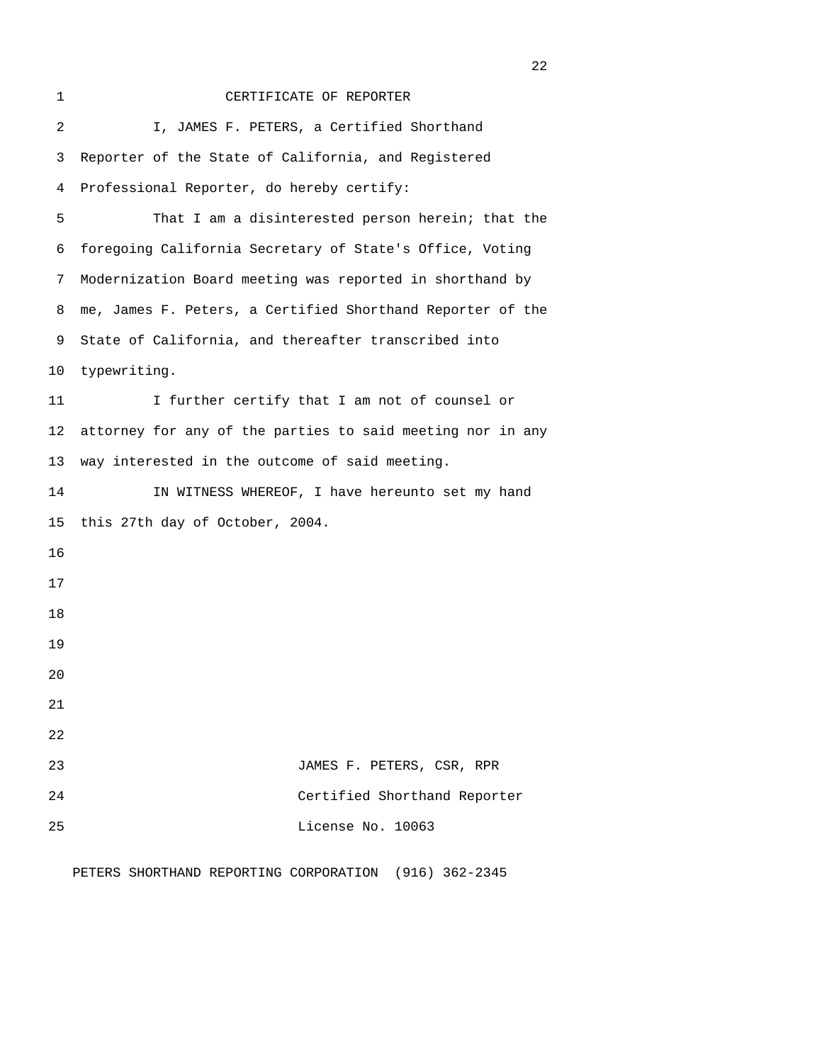CERTIFICATE OF REPORTER

I, JAMES F. PETERS, a Certified Shorthand Reporter of the State of California, and Registered Professional Reporter, do hereby certify:

That I am a disinterested person herein; that the foregoing California Secretary of State's Office, Voting Modernization Board meeting was reported in shorthand by me, James F. Peters, a Certified Shorthand Reporter of the State of California, and thereafter transcribed into typewriting.

I further certify that I am not of counsel or attorney for any of the parties to said meeting nor in any way interested in the outcome of said meeting.

IN WITNESS WHEREOF, I have hereunto set my hand this 27th day of October, 2004.

JAMES F. PETERS, CSR, RPR
Certified Shorthand Reporter
License No. 10063

PETERS SHORTHAND REPORTING CORPORATION (916) 362-2345